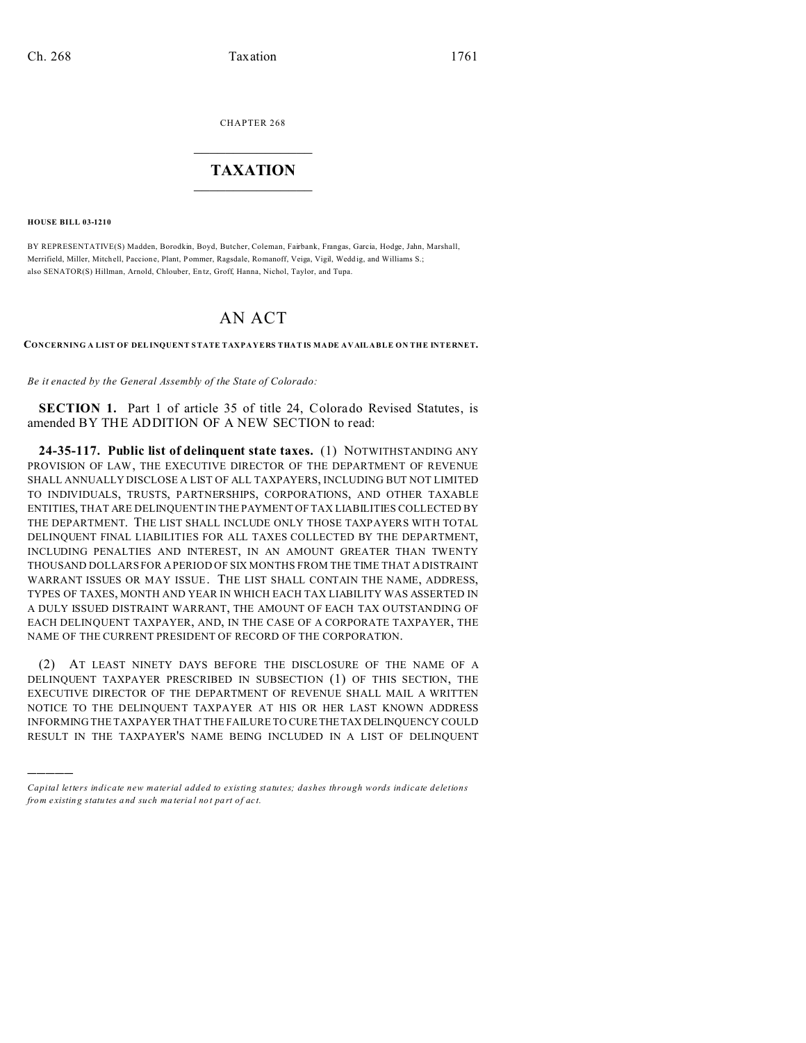CHAPTER 268

# TAXATION

**HOUSE BILL 03-1210**

BY REPRESENTATIVE(S) Madden, Borodkin, Boyd, Butcher, Coleman, Fairbank, Frangas, Garcia, Hodge, Jahn, Marshall, Merrifield, Miller, Mitchell, Paccione, Plant, Pommer, Ragsdale, Romanoff, Veiga, Vigil, Weddig, and Williams S.; also SENATOR(S) Hillman, Arnold, Chlouber, Entz, Groff, Hanna, Nichol, Taylor, and Tupa.

# AN ACT

**CONCERNING A LIST OF DELINQUENT STATE TAXPAYERS THAT IS MADE AVAILABLE ON THE INTERNET.**

*Be it enacted by the General Assembly of the State of Colorado:*

**SECTION 1.** Part 1 of article 35 of title 24, Colorado Revised Statutes, is amended BY THE ADDITION OF A NEW SECTION to read:

**24-35-117. Public list of delinquent state taxes.** (1) NOTWITHSTANDING ANY PROVISION OF LAW, THE EXECUTIVE DIRECTOR OF THE DEPARTMENT OF REVENUE SHALL ANNUALLY DISCLOSE A LIST OF ALL TAXPAYERS, INCLUDING BUT NOT LIMITED TO INDIVIDUALS, TRUSTS, PARTNERSHIPS, CORPORATIONS, AND OTHER TAXABLE ENTITIES, THAT ARE DELINQUENT IN THE PAYMENT OF TAX LIABILITIES COLLECTED BY THE DEPARTMENT. THE LIST SHALL INCLUDE ONLY THOSE TAXPAYERS WITH TOTAL DELINQUENT FINAL LIABILITIES FOR ALL TAXES COLLECTED BY THE DEPARTMENT, INCLUDING PENALTIES AND INTEREST, IN AN AMOUNT GREATER THAN TWENTY THOUSAND DOLLARS FOR A PERIOD OF SIX MONTHS FROM THE TIME THAT A DISTRAINT WARRANT ISSUES OR MAY ISSUE. THE LIST SHALL CONTAIN THE NAME, ADDRESS, TYPES OF TAXES, MONTH AND YEAR IN WHICH EACH TAX LIABILITY WAS ASSERTED IN A DULY ISSUED DISTRAINT WARRANT, THE AMOUNT OF EACH TAX OUTSTANDING OF EACH DELINQUENT TAXPAYER, AND, IN THE CASE OF A CORPORATE TAXPAYER, THE NAME OF THE CURRENT PRESIDENT OF RECORD OF THE CORPORATION.

(2) AT LEAST NINETY DAYS BEFORE THE DISCLOSURE OF THE NAME OF A DELINQUENT TAXPAYER PRESCRIBED IN SUBSECTION (1) OF THIS SECTION, THE EXECUTIVE DIRECTOR OF THE DEPARTMENT OF REVENUE SHALL MAIL A WRITTEN NOTICE TO THE DELINQUENT TAXPAYER AT HIS OR HER LAST KNOWN ADDRESS INFORMING THE TAXPAYER THAT THE FAILURE TO CURE THE TAX DELINQUENCY COULD RESULT IN THE TAXPAYER'S NAME BEING INCLUDED IN A LIST OF DELINQUENT

---

*Capital letters indicate new material added to existing statutes; dashes through words indicate deletions from existing statutes and such material not part of act.*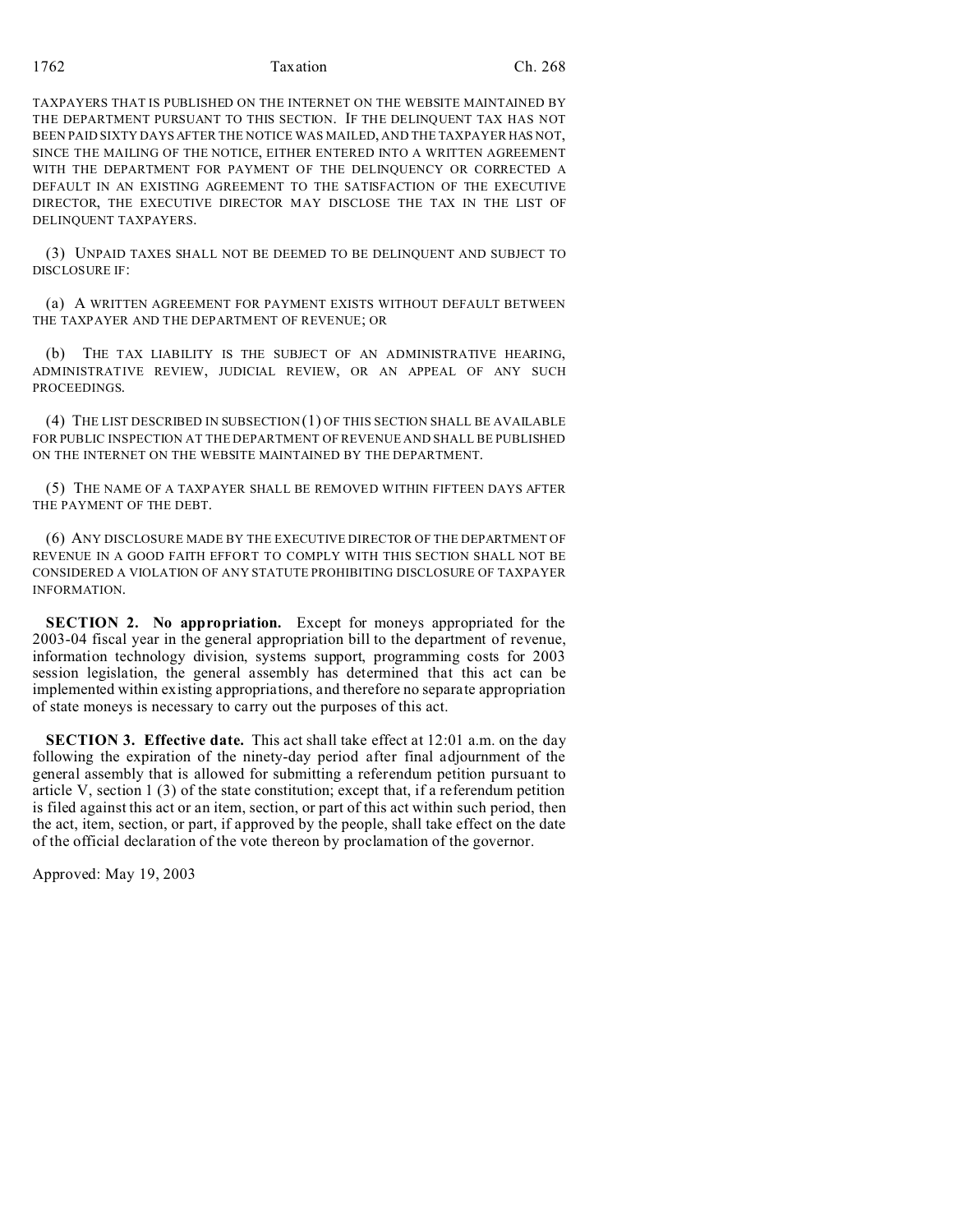TAXPAYERS THAT IS PUBLISHED ON THE INTERNET ON THE WEBSITE MAINTAINED BY THE DEPARTMENT PURSUANT TO THIS SECTION. IF THE DELINQUENT TAX HAS NOT BEEN PAID SIXTY DAYS AFTER THE NOTICE WAS MAILED, AND THE TAXPAYER HAS NOT, SINCE THE MAILING OF THE NOTICE, EITHER ENTERED INTO A WRITTEN AGREEMENT WITH THE DEPARTMENT FOR PAYMENT OF THE DELINQUENCY OR CORRECTED A DEFAULT IN AN EXISTING AGREEMENT TO THE SATISFACTION OF THE EXECUTIVE DIRECTOR, THE EXECUTIVE DIRECTOR MAY DISCLOSE THE TAX IN THE LIST OF DELINQUENT TAXPAYERS.

(3) UNPAID TAXES SHALL NOT BE DEEMED TO BE DELINQUENT AND SUBJECT TO DISCLOSURE IF:

(a) A WRITTEN AGREEMENT FOR PAYMENT EXISTS WITHOUT DEFAULT BETWEEN THE TAXPAYER AND THE DEPARTMENT OF REVENUE; OR

(b) THE TAX LIABILITY IS THE SUBJECT OF AN ADMINISTRATIVE HEARING, ADMINISTRATIVE REVIEW, JUDICIAL REVIEW, OR AN APPEAL OF ANY SUCH PROCEEDINGS.

(4) THE LIST DESCRIBED IN SUBSECTION (1) OF THIS SECTION SHALL BE AVAILABLE FOR PUBLIC INSPECTION AT THE DEPARTMENT OF REVENUE AND SHALL BE PUBLISHED ON THE INTERNET ON THE WEBSITE MAINTAINED BY THE DEPARTMENT.

(5) THE NAME OF A TAXPAYER SHALL BE REMOVED WITHIN FIFTEEN DAYS AFTER THE PAYMENT OF THE DEBT.

(6) ANY DISCLOSURE MADE BY THE EXECUTIVE DIRECTOR OF THE DEPARTMENT OF REVENUE IN A GOOD FAITH EFFORT TO COMPLY WITH THIS SECTION SHALL NOT BE CONSIDERED A VIOLATION OF ANY STATUTE PROHIBITING DISCLOSURE OF TAXPAYER INFORMATION.

**SECTION 2. No appropriation.** Except for moneys appropriated for the 2003-04 fiscal year in the general appropriation bill to the department of revenue, information technology division, systems support, programming costs for 2003 session legislation, the general assembly has determined that this act can be implemented within existing appropriations, and therefore no separate appropriation of state moneys is necessary to carry out the purposes of this act.

**SECTION 3. Effective date.** This act shall take effect at 12:01 a.m. on the day following the expiration of the ninety-day period after final adjournment of the general assembly that is allowed for submitting a referendum petition pursuant to article V, section 1 (3) of the state constitution; except that, if a referendum petition is filed against this act or an item, section, or part of this act within such period, then the act, item, section, or part, if approved by the people, shall take effect on the date of the official declaration of the vote thereon by proclamation of the governor.

Approved: May 19, 2003